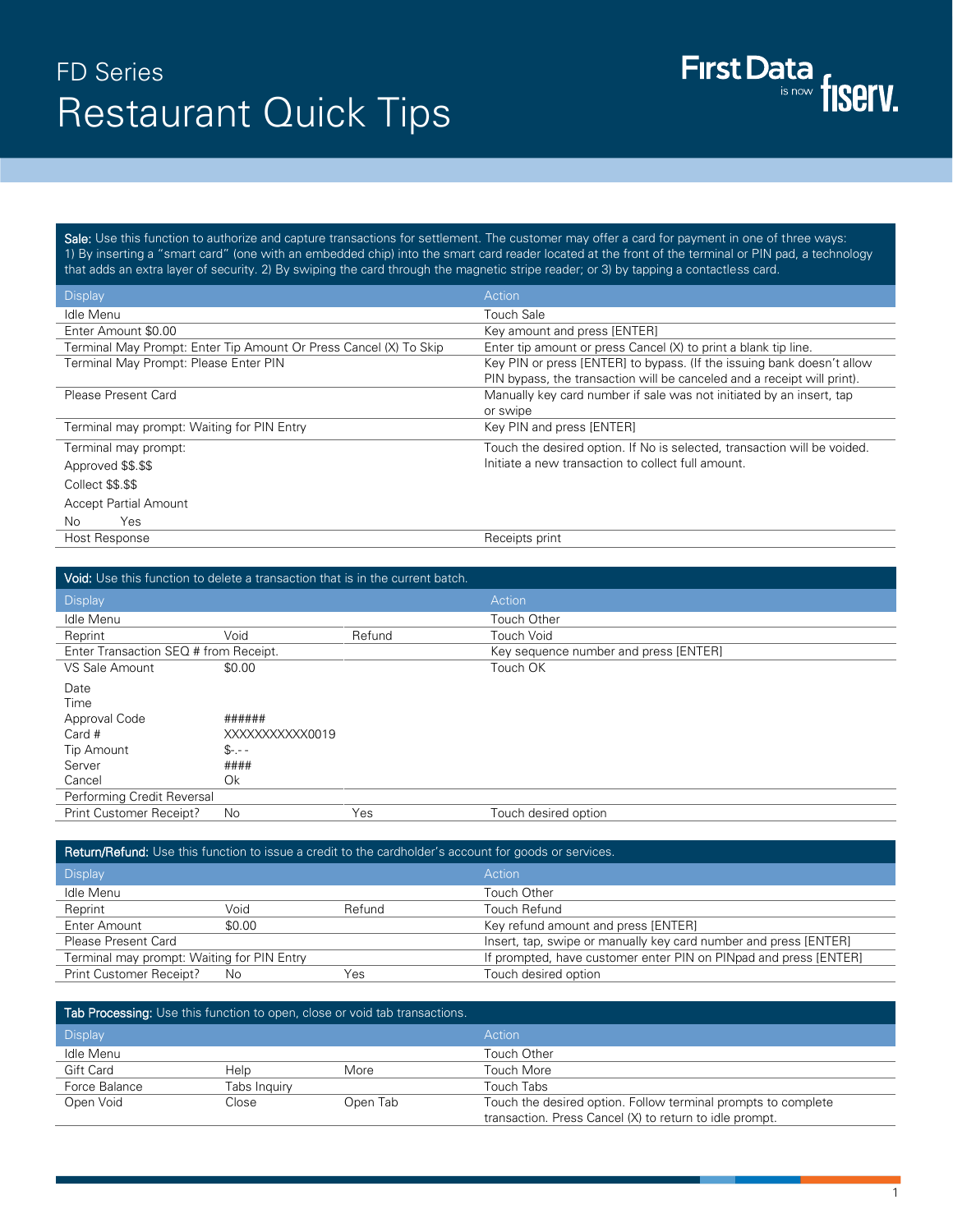# FD Series
# Restaurant Quick Tips

First Data is now fiserv.

**Sale:** Use this function to authorize and capture transactions for settlement. The customer may offer a card for payment in one of three ways: 1) By inserting a "smart card" (one with an embedded chip) into the smart card reader located at the front of the terminal or PIN pad, a technology that adds an extra layer of security. 2) By swiping the card through the magnetic stripe reader; or 3) by tapping a contactless card.

| Display | Action |
|---|---|
| Idle Menu | Touch Sale |
| Enter Amount $0.00 | Key amount and press [ENTER] |
| Terminal May Prompt: Enter Tip Amount Or Press Cancel (X) To Skip | Enter tip amount or press Cancel (X) to print a blank tip line. |
| Terminal May Prompt: Please Enter PIN | Key PIN or press [ENTER] to bypass. (If the issuing bank doesn't allow PIN bypass, the transaction will be canceled and a receipt will print). |
| Please Present Card | Manually key card number if sale was not initiated by an insert, tap or swipe |
| Terminal may prompt: Waiting for PIN Entry | Key PIN and press [ENTER] |
| Terminal may prompt:<br>Approved $$.$$<br>Collect $$.$$<br>Accept Partial Amount<br>No Yes | Touch the desired option. If No is selected, transaction will be voided. Initiate a new transaction to collect full amount. |
| Host Response | Receipts print |

**Void:** Use this function to delete a transaction that is in the current batch.

| Display | | | Action |
|---|---|---|---|
| Idle Menu | | | Touch Other |
| Reprint | Void | Refund | Touch Void |
| Enter Transaction SEQ # from Receipt. | | | Key sequence number and press [ENTER] |
| VS Sale Amount | $0.00 | | Touch OK |
| Date | | | |
| Time | | | |
| Approval Code | ###### | | |
| Card # | XXXXXXXXXXX0019 | | |
| Tip Amount | $-.-- | | |
| Server | #### | | |
| Cancel | Ok | | |
| Performing Credit Reversal | | | |
| Print Customer Receipt? | No | Yes | Touch desired option |

**Return/Refund:** Use this function to issue a credit to the cardholder's account for goods or services.

| Display | | | Action |
|---|---|---|---|
| Idle Menu | | | Touch Other |
| Reprint | Void | Refund | Touch Refund |
| Enter Amount | $0.00 | | Key refund amount and press [ENTER] |
| Please Present Card | | | Insert, tap, swipe or manually key card number and press [ENTER] |
| Terminal may prompt: Waiting for PIN Entry | | | If prompted, have customer enter PIN on PINpad and press [ENTER] |
| Print Customer Receipt? | No | Yes | Touch desired option |

**Tab Processing:** Use this function to open, close or void tab transactions.

| Display | | | Action |
|---|---|---|---|
| Idle Menu | | | Touch Other |
| Gift Card | Help | More | Touch More |
| Force Balance | Tabs Inquiry | | Touch Tabs |
| Open Void | Close | Open Tab | Touch the desired option. Follow terminal prompts to complete transaction. Press Cancel (X) to return to idle prompt. |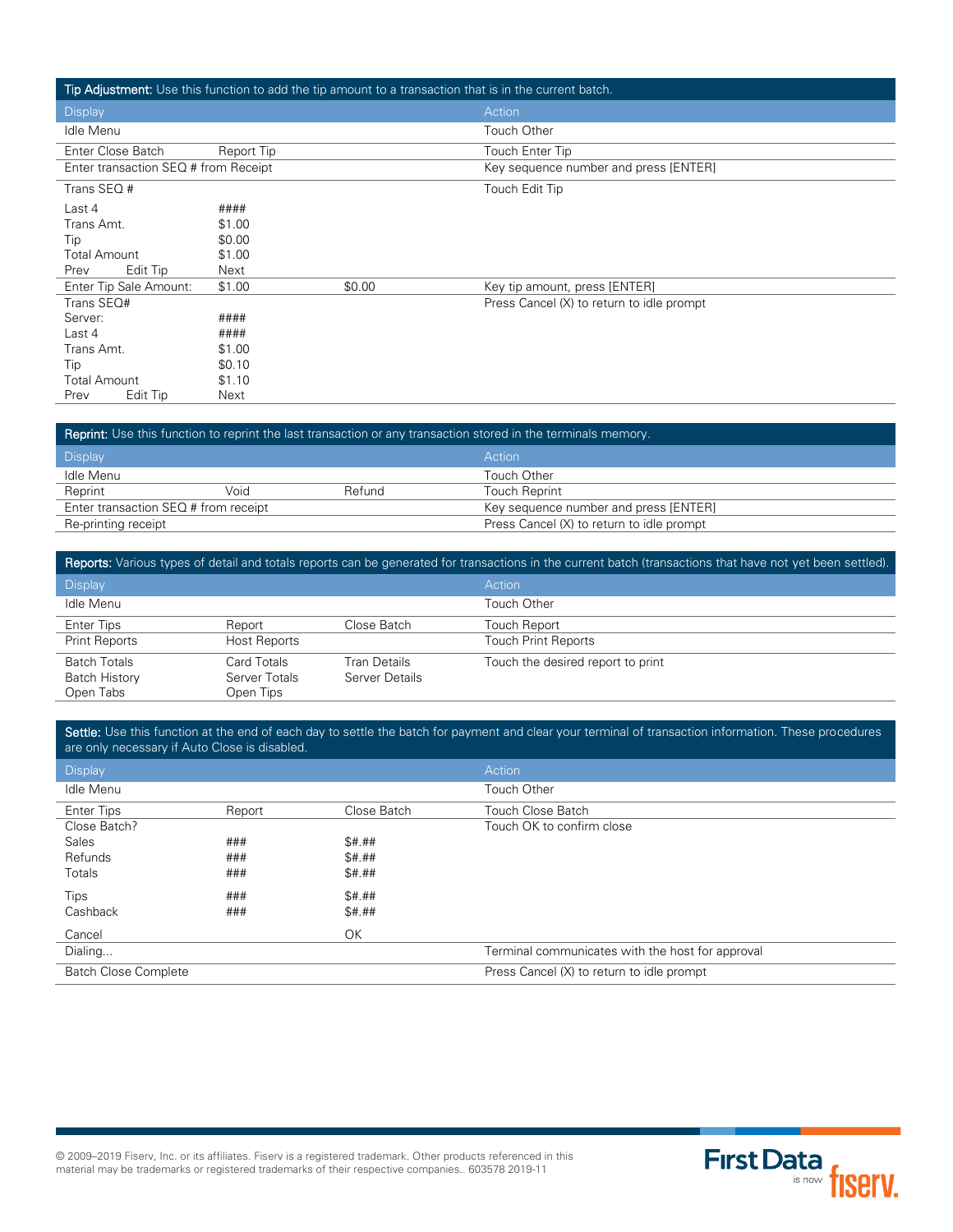**Tip Adjustment:** Use this function to add the tip amount to a transaction that is in the current batch.

| Display | | | Action |
|---|---|---|---|
| Idle Menu | | | Touch Other |
| Enter Close Batch | Report Tip | | Touch Enter Tip |
| Enter transaction SEQ # from Receipt | | | Key sequence number and press [ENTER] |
| Trans SEQ #<br>Last 4<br>Trans Amt.<br>Tip<br>Total Amount<br>Prev Edit Tip | <br>####<br>$1.00<br>$0.00<br>$1.00<br>Next | | Touch Edit Tip |
| Enter Tip Sale Amount: | $1.00 | $0.00 | Key tip amount, press [ENTER] |
| Trans SEQ#<br>Server:<br>Last 4<br>Trans Amt.<br>Tip<br>Total Amount<br>Prev Edit Tip | <br>####<br>####<br>$1.00<br>$0.10<br>$1.10<br>Next | | Press Cancel (X) to return to idle prompt |

**Reprint:** Use this function to reprint the last transaction or any transaction stored in the terminals memory.

| Display | | | Action |
|---|---|---|---|
| Idle Menu | | | Touch Other |
| Reprint | Void | Refund | Touch Reprint |
| Enter transaction SEQ # from receipt | | | Key sequence number and press [ENTER] |
| Re-printing receipt | | | Press Cancel (X) to return to idle prompt |

**Reports:** Various types of detail and totals reports can be generated for transactions in the current batch (transactions that have not yet been settled).

| Display | | | Action |
|---|---|---|---|
| Idle Menu | | | Touch Other |
| Enter Tips | Report | Close Batch | Touch Report |
| Print Reports | Host Reports | | Touch Print Reports |
| Batch Totals<br>Batch History<br>Open Tabs | Card Totals<br>Server Totals<br>Open Tips | Tran Details<br>Server Details | Touch the desired report to print |

**Settle:** Use this function at the end of each day to settle the batch for payment and clear your terminal of transaction information. These procedures are only necessary if Auto Close is disabled.

| Display | | | Action |
|---|---|---|---|
| Idle Menu | | | Touch Other |
| Enter Tips | Report | Close Batch | Touch Close Batch |
| Close Batch?<br>Sales<br>Refunds<br>Totals<br>Tips<br>Cashback<br>Cancel | <br>###<br>###<br>###<br>###<br>###<br> | <br>$#.##<br>$#.##<br>$#.##<br>$#.##<br>$#.##<br>OK | Touch OK to confirm close |
| Dialing... | | | Terminal communicates with the host for approval |
| Batch Close Complete | | | Press Cancel (X) to return to idle prompt |

© 2009–2019 Fiserv, Inc. or its affiliates. Fiserv is a registered trademark. Other products referenced in this material may be trademarks or registered trademarks of their respective companies.. 603578 2019-11

First Data is now fiserv.